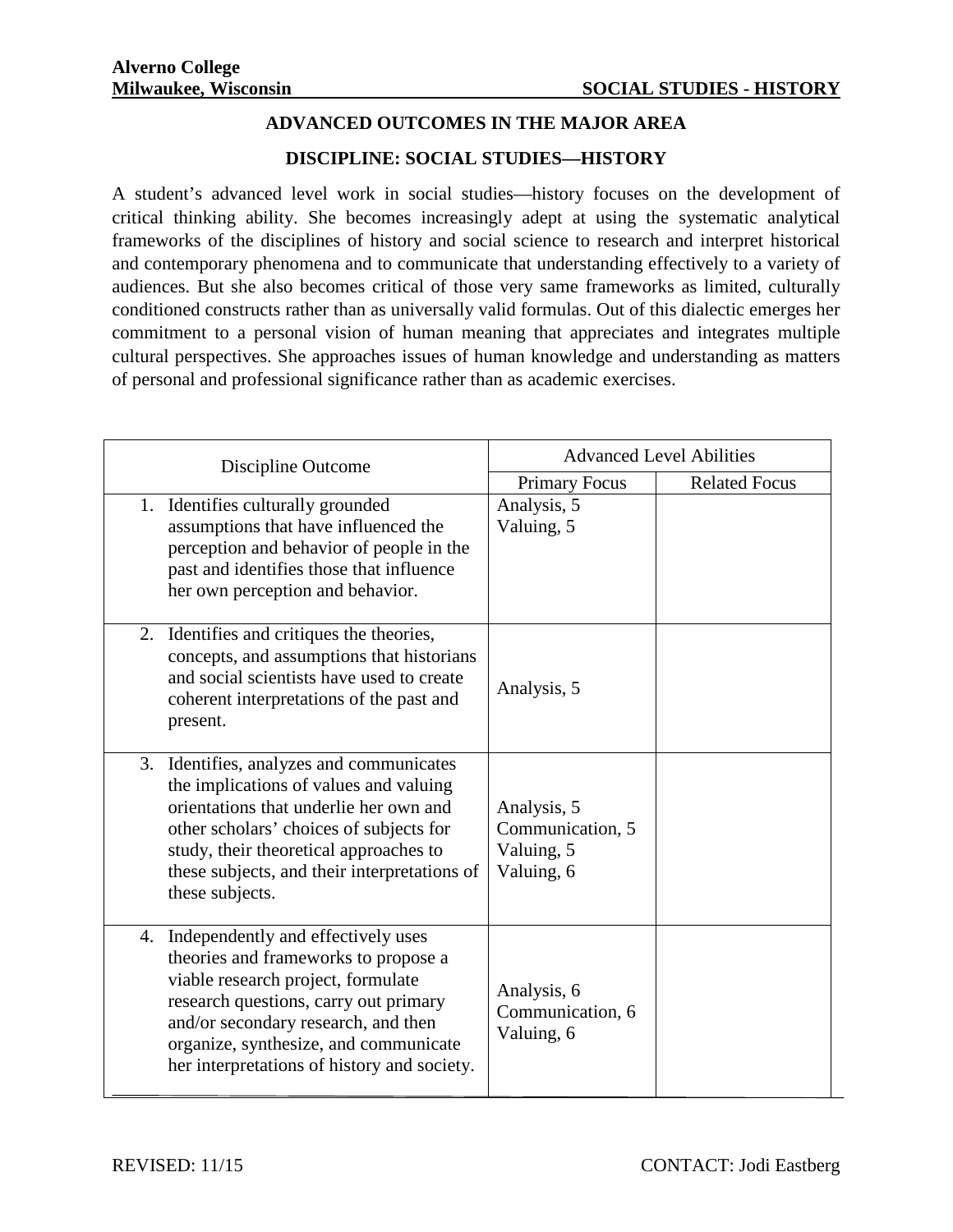**Alverno College**
**Milwaukee, Wisconsin** **SOCIAL STUDIES - HISTORY**

## ADVANCED OUTCOMES IN THE MAJOR AREA

### DISCIPLINE: SOCIAL STUDIES—HISTORY

A student's advanced level work in social studies—history focuses on the development of critical thinking ability. She becomes increasingly adept at using the systematic analytical frameworks of the disciplines of history and social science to research and interpret historical and contemporary phenomena and to communicate that understanding effectively to a variety of audiences. But she also becomes critical of those very same frameworks as limited, culturally conditioned constructs rather than as universally valid formulas. Out of this dialectic emerges her commitment to a personal vision of human meaning that appreciates and integrates multiple cultural perspectives. She approaches issues of human knowledge and understanding as matters of personal and professional significance rather than as academic exercises.

| Discipline Outcome | Advanced Level Abilities | |
|---|---|---|
| | Primary Focus | Related Focus |
| 1. Identifies culturally grounded assumptions that have influenced the perception and behavior of people in the past and identifies those that influence her own perception and behavior. | Analysis, 5<br>Valuing, 5 | |
| 2. Identifies and critiques the theories, concepts, and assumptions that historians and social scientists have used to create coherent interpretations of the past and present. | Analysis, 5 | |
| 3. Identifies, analyzes and communicates the implications of values and valuing orientations that underlie her own and other scholars' choices of subjects for study, their theoretical approaches to these subjects, and their interpretations of these subjects. | Analysis, 5<br>Communication, 5<br>Valuing, 5<br>Valuing, 6 | |
| 4. Independently and effectively uses theories and frameworks to propose a viable research project, formulate research questions, carry out primary and/or secondary research, and then organize, synthesize, and communicate her interpretations of history and society. | Analysis, 6<br>Communication, 6<br>Valuing, 6 | |

REVISED: 11/15 CONTACT: Jodi Eastberg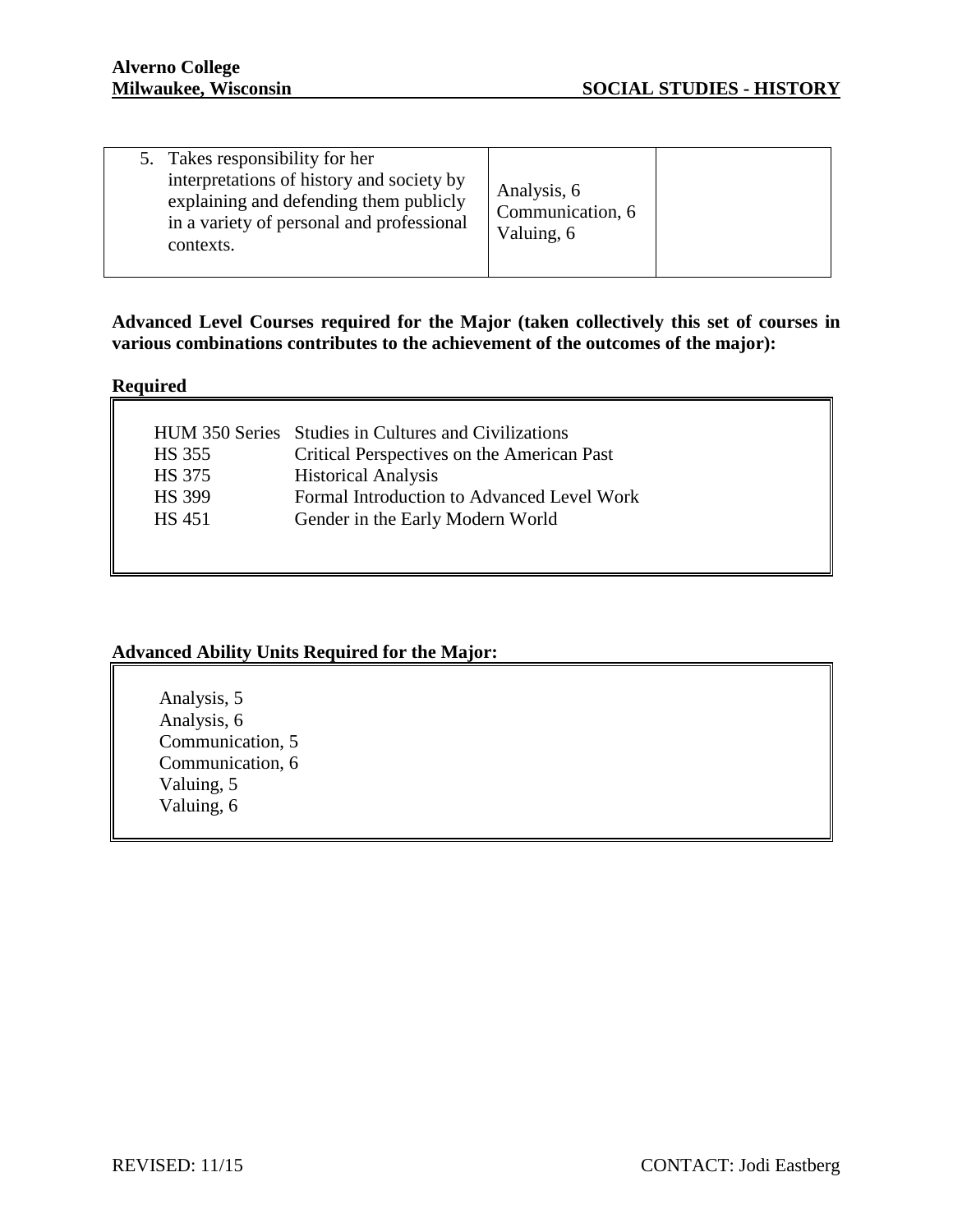| | | |
|---|---|---|
| 5. Takes responsibility for her interpretations of history and society by explaining and defending them publicly in a variety of personal and professional contexts. | Analysis, 6<br>Communication, 6<br>Valuing, 6 | |

**Advanced Level Courses required for the Major (taken collectively this set of courses in various combinations contributes to the achievement of the outcomes of the major):**

**Required**

| | |
|---|---|
| HUM 350 Series | Studies in Cultures and Civilizations |
| HS 355 | Critical Perspectives on the American Past |
| HS 375 | Historical Analysis |
| HS 399 | Formal Introduction to Advanced Level Work |
| HS 451 | Gender in the Early Modern World |

**Advanced Ability Units Required for the Major:**

Analysis, 5
Analysis, 6
Communication, 5
Communication, 6
Valuing, 5
Valuing, 6

REVISED: 11/15

CONTACT: Jodi Eastberg